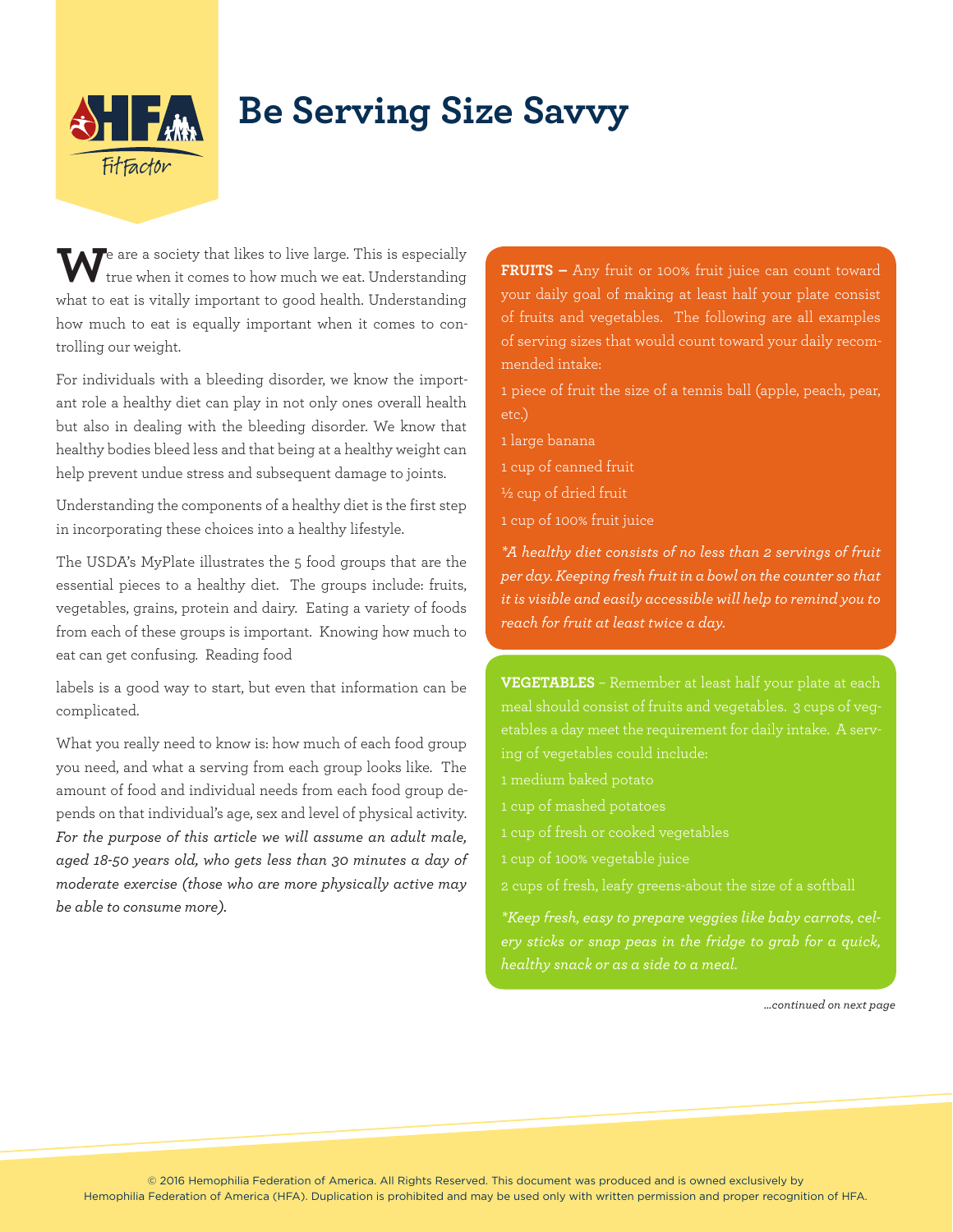# Be Serving Size Savvy

We are a society that likes to live large. This is especially true when it comes to how much we eat. Understanding what to eat is vitally important to good health. Understanding how much to eat is equally important when it comes to controlling our weight.

For individuals with a bleeding disorder, we know the important role a healthy diet can play in not only ones overall health but also in dealing with the bleeding disorder. We know that healthy bodies bleed less and that being at a healthy weight can help prevent undue stress and subsequent damage to joints.

Understanding the components of a healthy diet is the first step in incorporating these choices into a healthy lifestyle.

The USDA's MyPlate illustrates the 5 food groups that are the essential pieces to a healthy diet. The groups include: fruits, vegetables, grains, protein and dairy. Eating a variety of foods from each of these groups is important. Knowing how much to eat can get confusing. Reading food labels is a good way to start, but even that information can be complicated.

What you really need to know is: how much of each food group you need, and what a serving from each group looks like. The amount of food and individual needs from each food group depends on that individual's age, sex and level of physical activity. *For the purpose of this article we will assume an adult male, aged 18-50 years old, who gets less than 30 minutes a day of moderate exercise (those who are more physically active may be able to consume more).*

**FRUITS –** Any fruit or 100% fruit juice can count toward your daily goal of making at least half your plate consist of fruits and vegetables. The following are all examples of serving sizes that would count toward your daily recommended intake:

1 piece of fruit the size of a tennis ball (apple, peach, pear, etc.)

1 large banana

1 cup of canned fruit

½ cup of dried fruit

1 cup of 100% fruit juice

*\*A healthy diet consists of no less than 2 servings of fruit per day. Keeping fresh fruit in a bowl on the counter so that it is visible and easily accessible will help to remind you to reach for fruit at least twice a day.*

**VEGETABLES** – Remember at least half your plate at each meal should consist of fruits and vegetables. 3 cups of vegetables a day meet the requirement for daily intake. A serving of vegetables could include:

1 medium baked potato

1 cup of mashed potatoes

1 cup of fresh or cooked vegetables

1 cup of 100% vegetable juice

2 cups of fresh, leafy greens-about the size of a softball

*\*Keep fresh, easy to prepare veggies like baby carrots, celery sticks or snap peas in the fridge to grab for a quick, healthy snack or as a side to a meal.*

*...continued on next page*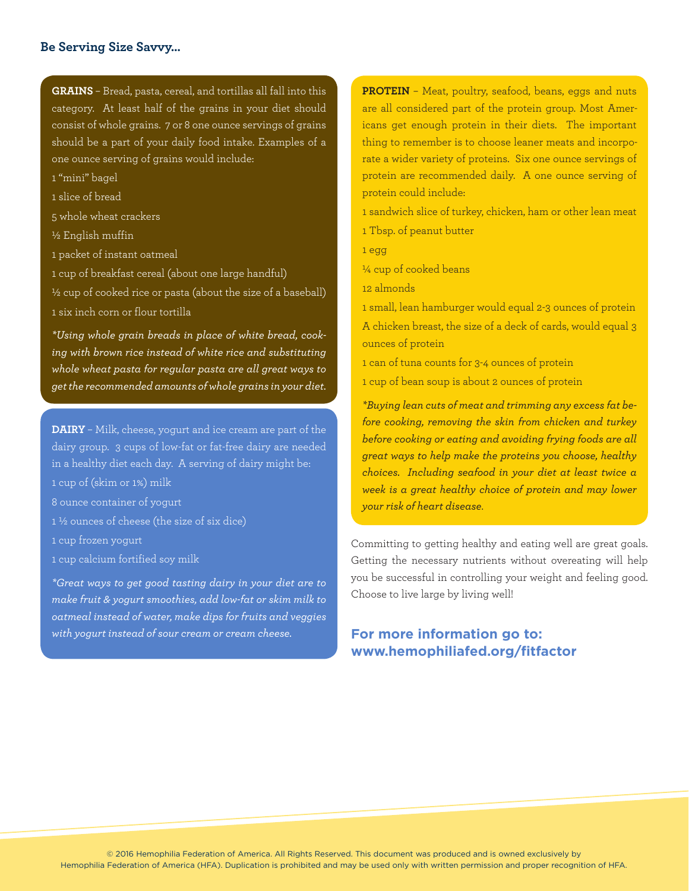**Be Serving Size Savvy...**

**GRAINS** – Bread, pasta, cereal, and tortillas all fall into this category. At least half of the grains in your diet should consist of whole grains. 7 or 8 one ounce servings of grains should be a part of your daily food intake. Examples of a one ounce serving of grains would include:

1 "mini" bagel

1 slice of bread

5 whole wheat crackers

½ English muffin

1 packet of instant oatmeal

1 cup of breakfast cereal (about one large handful)

½ cup of cooked rice or pasta (about the size of a baseball)

1 six inch corn or flour tortilla

*\*Using whole grain breads in place of white bread, cooking with brown rice instead of white rice and substituting whole wheat pasta for regular pasta are all great ways to get the recommended amounts of whole grains in your diet.*

**DAIRY** – Milk, cheese, yogurt and ice cream are part of the dairy group. 3 cups of low-fat or fat-free dairy are needed in a healthy diet each day. A serving of dairy might be:

1 cup of (skim or 1%) milk

8 ounce container of yogurt

1 ½ ounces of cheese (the size of six dice)

1 cup frozen yogurt

1 cup calcium fortified soy milk

*\*Great ways to get good tasting dairy in your diet are to make fruit & yogurt smoothies, add low-fat or skim milk to oatmeal instead of water, make dips for fruits and veggies with yogurt instead of sour cream or cream cheese.*

**PROTEIN** – Meat, poultry, seafood, beans, eggs and nuts are all considered part of the protein group. Most Americans get enough protein in their diets. The important thing to remember is to choose leaner meats and incorporate a wider variety of proteins. Six one ounce servings of protein are recommended daily. A one ounce serving of protein could include:

1 sandwich slice of turkey, chicken, ham or other lean meat

1 Tbsp. of peanut butter

1 egg

¼ cup of cooked beans

12 almonds

1 small, lean hamburger would equal 2-3 ounces of protein

A chicken breast, the size of a deck of cards, would equal 3 ounces of protein

1 can of tuna counts for 3-4 ounces of protein

1 cup of bean soup is about 2 ounces of protein

*\*Buying lean cuts of meat and trimming any excess fat before cooking, removing the skin from chicken and turkey before cooking or eating and avoiding frying foods are all great ways to help make the proteins you choose, healthy choices. Including seafood in your diet at least twice a week is a great healthy choice of protein and may lower your risk of heart disease.*

Committing to getting healthy and eating well are great goals. Getting the necessary nutrients without overeating will help you be successful in controlling your weight and feeling good. Choose to live large by living well!

**For more information go to: www.hemophiliafed.org/fitfactor**

© 2016 Hemophilia Federation of America. All Rights Reserved. This document was produced and is owned exclusively by Hemophilia Federation of America (HFA). Duplication is prohibited and may be used only with written permission and proper recognition of HFA.